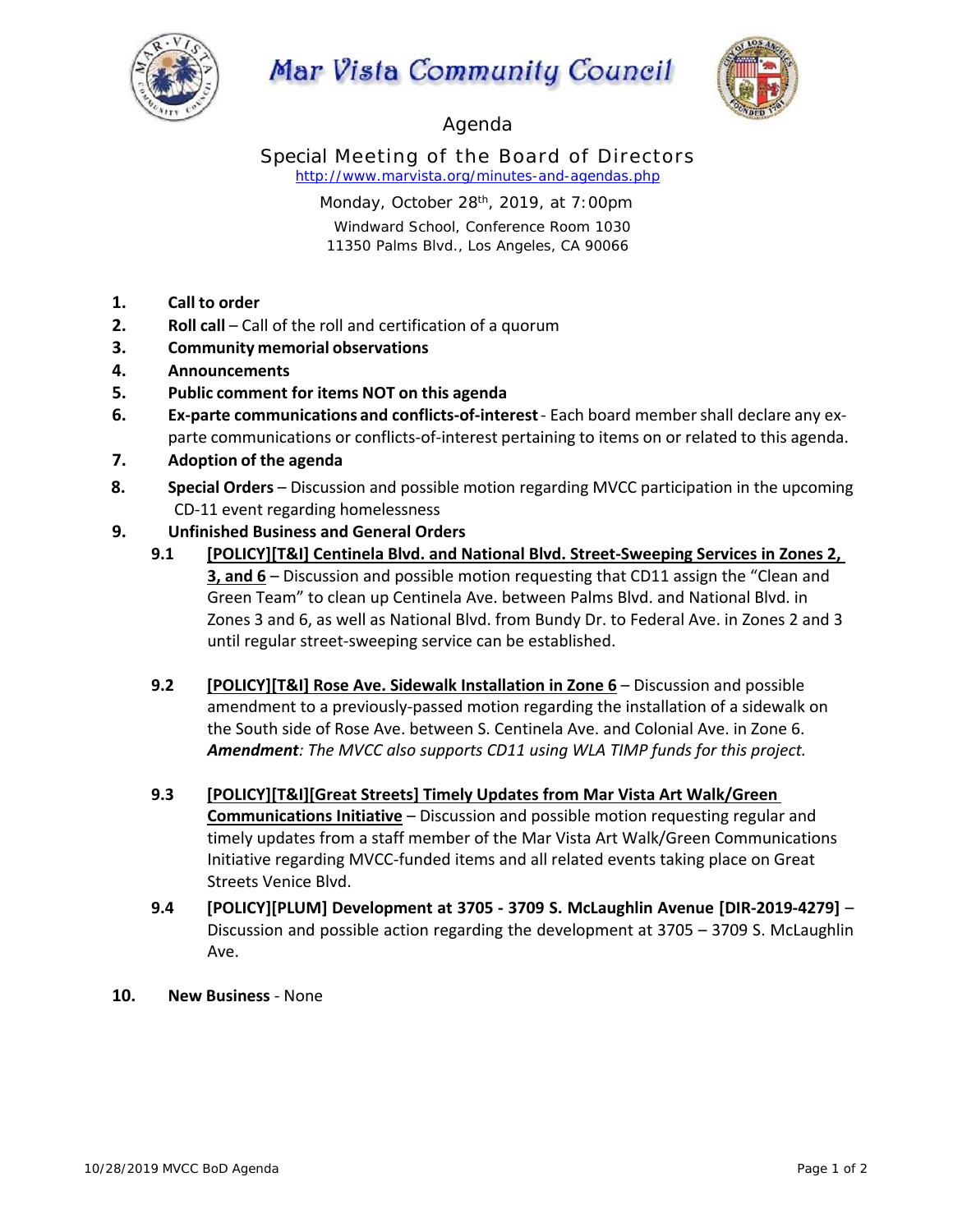# Mar Vista Community Council

## Agenda

### Special Meeting of the Board of Directors

http://www.marvista.org/minutes-and-agendas.php

Monday, October 28th, 2019, at 7:00pm

Windward School, Conference Room 1030

11350 Palms Blvd., Los Angeles, CA 90066

1. **Call to order**
2. **Roll call** – Call of the roll and certification of a quorum
3. **Community memorial observations**
4. **Announcements**
5. **Public comment for items NOT on this agenda**
6. **Ex-parte communications and conflicts-of-interest** - Each board member shall declare any ex-parte communications or conflicts-of-interest pertaining to items on or related to this agenda.
7. **Adoption of the agenda**
8. **Special Orders** – Discussion and possible motion regarding MVCC participation in the upcoming CD-11 event regarding homelessness
9. **Unfinished Business and General Orders**
   - **9.1** **[POLICY][T&I] Centinela Blvd. and National Blvd. Street-Sweeping Services in Zones 2, 3, and 6** – Discussion and possible motion requesting that CD11 assign the "Clean and Green Team" to clean up Centinela Ave. between Palms Blvd. and National Blvd. in Zones 3 and 6, as well as National Blvd. from Bundy Dr. to Federal Ave. in Zones 2 and 3 until regular street-sweeping service can be established.
   - **9.2** **[POLICY][T&I] Rose Ave. Sidewalk Installation in Zone 6** – Discussion and possible amendment to a previously-passed motion regarding the installation of a sidewalk on the South side of Rose Ave. between S. Centinela Ave. and Colonial Ave. in Zone 6. ***Amendment****: The MVCC also supports CD11 using WLA TIMP funds for this project.*
   - **9.3** **[POLICY][T&I][Great Streets] Timely Updates from Mar Vista Art Walk/Green Communications Initiative** – Discussion and possible motion requesting regular and timely updates from a staff member of the Mar Vista Art Walk/Green Communications Initiative regarding MVCC-funded items and all related events taking place on Great Streets Venice Blvd.
   - **9.4** **[POLICY][PLUM] Development at 3705 - 3709 S. McLaughlin Avenue [DIR-2019-4279]** – Discussion and possible action regarding the development at 3705 – 3709 S. McLaughlin Ave.
10. **New Business** - None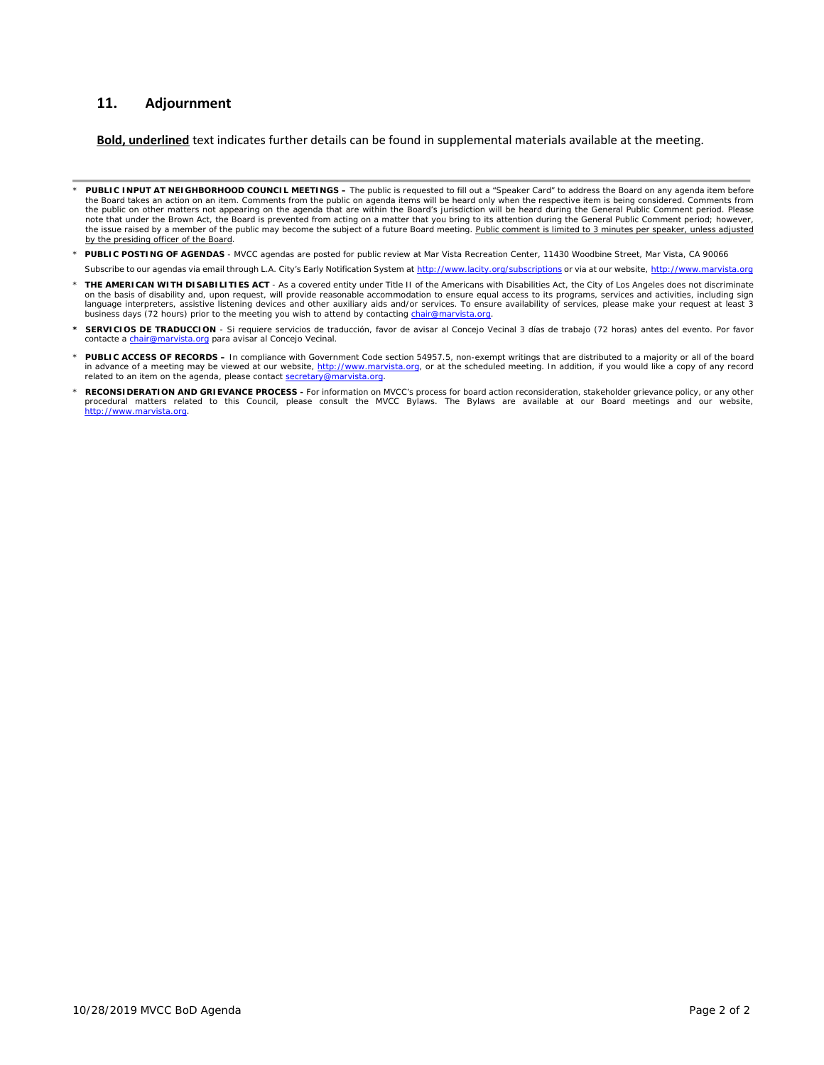## 11. Adjournment

**Bold, underlined** text indicates further details can be found in supplemental materials available at the meeting.

---

* **PUBLIC INPUT AT NEIGHBORHOOD COUNCIL MEETINGS –** The public is requested to fill out a "Speaker Card" to address the Board on any agenda item before the Board takes an action on an item. Comments from the public on agenda items will be heard only when the respective item is being considered. Comments from the public on other matters not appearing on the agenda that are within the Board's jurisdiction will be heard during the General Public Comment period. Please note that under the Brown Act, the Board is prevented from acting on a matter that you bring to its attention during the General Public Comment period; however, the issue raised by a member of the public may become the subject of a future Board meeting. Public comment is limited to 3 minutes per speaker, unless adjusted by the presiding officer of the Board.

* **PUBLIC POSTING OF AGENDAS** - MVCC agendas are posted for public review at Mar Vista Recreation Center, 11430 Woodbine Street, Mar Vista, CA 90066

  Subscribe to our agendas via email through L.A. City's Early Notification System at http://www.lacity.org/subscriptions or via at our website, http://www.marvista.org

* **THE AMERICAN WITH DISABILITIES ACT** - As a covered entity under Title II of the Americans with Disabilities Act, the City of Los Angeles does not discriminate on the basis of disability and, upon request, will provide reasonable accommodation to ensure equal access to its programs, services and activities, including sign language interpreters, assistive listening devices and other auxiliary aids and/or services. To ensure availability of services, please make your request at least 3 business days (72 hours) prior to the meeting you wish to attend by contacting chair@marvista.org.

* **SERVICIOS DE TRADUCCION** - Si requiere servicios de traducción, favor de avisar al Concejo Vecinal 3 días de trabajo (72 horas) antes del evento. Por favor contacte a chair@marvista.org para avisar al Concejo Vecinal.

* **PUBLIC ACCESS OF RECORDS –** In compliance with Government Code section 54957.5, non-exempt writings that are distributed to a majority or all of the board in advance of a meeting may be viewed at our website, http://www.marvista.org, or at the scheduled meeting. In addition, if you would like a copy of any record related to an item on the agenda, please contact secretary@marvista.org.

* **RECONSIDERATION AND GRIEVANCE PROCESS -** For information on MVCC's process for board action reconsideration, stakeholder grievance policy, or any other procedural matters related to this Council, please consult the MVCC Bylaws. The Bylaws are available at our Board meetings and our website, http://www.marvista.org.